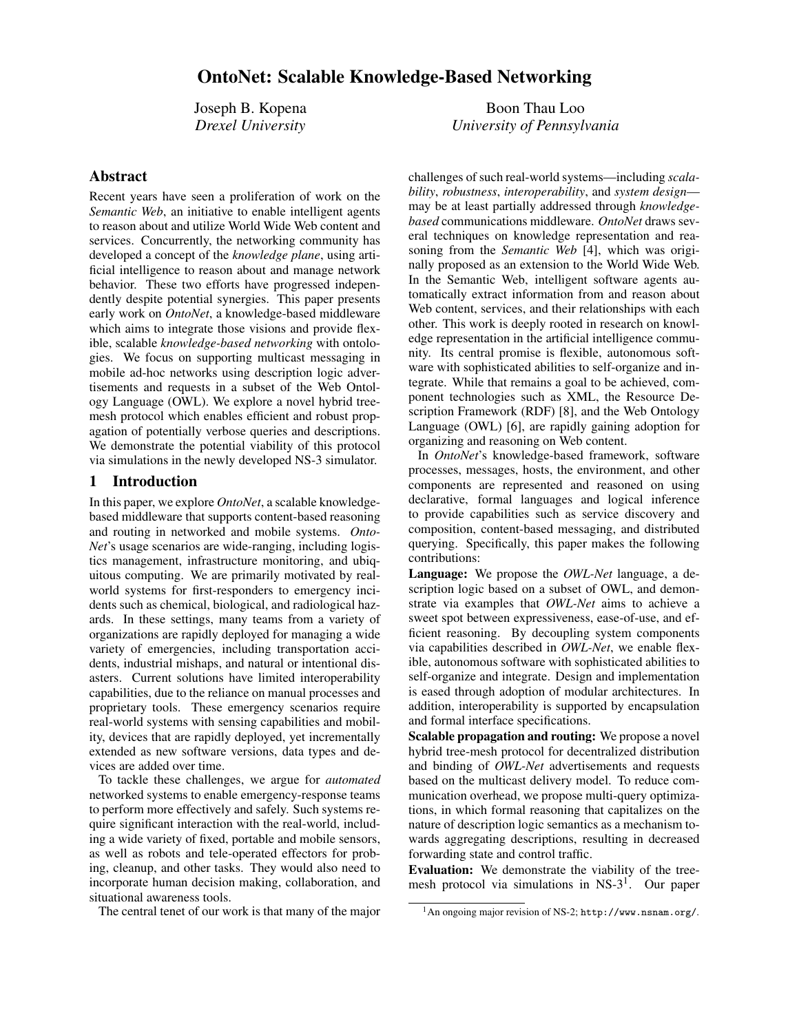# OntoNet: Scalable Knowledge-Based Networking

Joseph B. Kopena
*Drexel University*

Boon Thau Loo
*University of Pennsylvania*

## Abstract

Recent years have seen a proliferation of work on the *Semantic Web*, an initiative to enable intelligent agents to reason about and utilize World Wide Web content and services. Concurrently, the networking community has developed a concept of the *knowledge plane*, using artificial intelligence to reason about and manage network behavior. These two efforts have progressed independently despite potential synergies. This paper presents early work on *OntoNet*, a knowledge-based middleware which aims to integrate those visions and provide flexible, scalable *knowledge-based networking* with ontologies. We focus on supporting multicast messaging in mobile ad-hoc networks using description logic advertisements and requests in a subset of the Web Ontology Language (OWL). We explore a novel hybrid tree-mesh protocol which enables efficient and robust propagation of potentially verbose queries and descriptions. We demonstrate the potential viability of this protocol via simulations in the newly developed NS-3 simulator.

## 1 Introduction

In this paper, we explore *OntoNet*, a scalable knowledge-based middleware that supports content-based reasoning and routing in networked and mobile systems. *OntoNet*'s usage scenarios are wide-ranging, including logistics management, infrastructure monitoring, and ubiquitous computing. We are primarily motivated by real-world systems for first-responders to emergency incidents such as chemical, biological, and radiological hazards. In these settings, many teams from a variety of organizations are rapidly deployed for managing a wide variety of emergencies, including transportation accidents, industrial mishaps, and natural or intentional disasters. Current solutions have limited interoperability capabilities, due to the reliance on manual processes and proprietary tools. These emergency scenarios require real-world systems with sensing capabilities and mobility, devices that are rapidly deployed, yet incrementally extended as new software versions, data types and devices are added over time.

To tackle these challenges, we argue for *automated* networked systems to enable emergency-response teams to perform more effectively and safely. Such systems require significant interaction with the real-world, including a wide variety of fixed, portable and mobile sensors, as well as robots and tele-operated effectors for probing, cleanup, and other tasks. They would also need to incorporate human decision making, collaboration, and situational awareness tools.

The central tenet of our work is that many of the major challenges of such real-world systems—including *scalability*, *robustness*, *interoperability*, and *system design*—may be at least partially addressed through *knowledge-based* communications middleware. *OntoNet* draws several techniques on knowledge representation and reasoning from the *Semantic Web* [4], which was originally proposed as an extension to the World Wide Web. In the Semantic Web, intelligent software agents automatically extract information from and reason about Web content, services, and their relationships with each other. This work is deeply rooted in research on knowledge representation in the artificial intelligence community. Its central promise is flexible, autonomous software with sophisticated abilities to self-organize and integrate. While that remains a goal to be achieved, component technologies such as XML, the Resource Description Framework (RDF) [8], and the Web Ontology Language (OWL) [6], are rapidly gaining adoption for organizing and reasoning on Web content.

In *OntoNet*'s knowledge-based framework, software processes, messages, hosts, the environment, and other components are represented and reasoned on using declarative, formal languages and logical inference to provide capabilities such as service discovery and composition, content-based messaging, and distributed querying. Specifically, this paper makes the following contributions:

**Language:** We propose the *OWL-Net* language, a description logic based on a subset of OWL, and demonstrate via examples that *OWL-Net* aims to achieve a sweet spot between expressiveness, ease-of-use, and efficient reasoning. By decoupling system components via capabilities described in *OWL-Net*, we enable flexible, autonomous software with sophisticated abilities to self-organize and integrate. Design and implementation is eased through adoption of modular architectures. In addition, interoperability is supported by encapsulation and formal interface specifications.

**Scalable propagation and routing:** We propose a novel hybrid tree-mesh protocol for decentralized distribution and binding of *OWL-Net* advertisements and requests based on the multicast delivery model. To reduce communication overhead, we propose multi-query optimizations, in which formal reasoning that capitalizes on the nature of description logic semantics as a mechanism towards aggregating descriptions, resulting in decreased forwarding state and control traffic.

**Evaluation:** We demonstrate the viability of the tree-mesh protocol via simulations in NS-3[1]. Our paper

[1] An ongoing major revision of NS-2; http://www.nsnam.org/.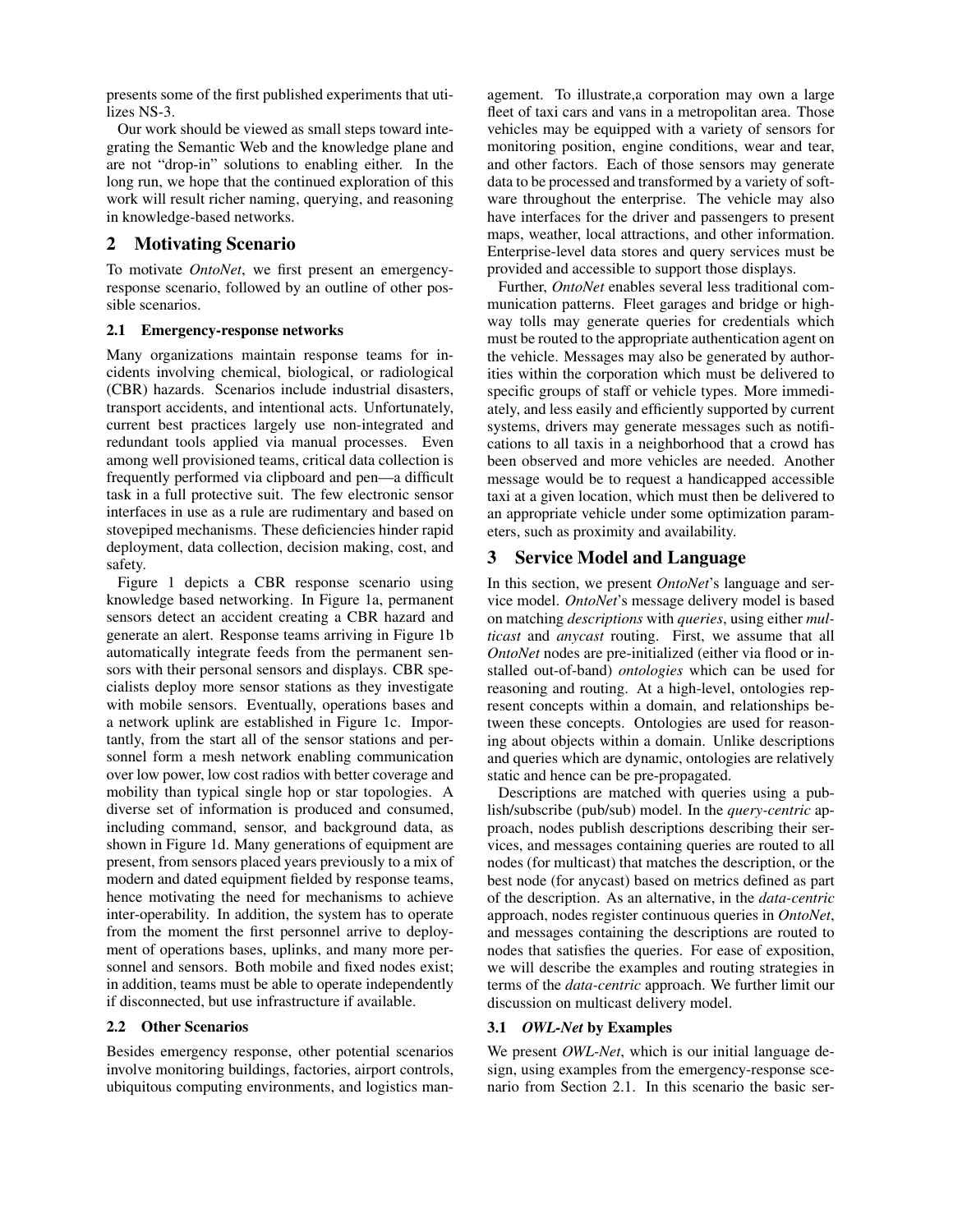presents some of the first published experiments that utilizes NS-3.

Our work should be viewed as small steps toward integrating the Semantic Web and the knowledge plane and are not "drop-in" solutions to enabling either. In the long run, we hope that the continued exploration of this work will result richer naming, querying, and reasoning in knowledge-based networks.

## 2 Motivating Scenario

To motivate *OntoNet*, we first present an emergency-response scenario, followed by an outline of other possible scenarios.

### 2.1 Emergency-response networks

Many organizations maintain response teams for incidents involving chemical, biological, or radiological (CBR) hazards. Scenarios include industrial disasters, transport accidents, and intentional acts. Unfortunately, current best practices largely use non-integrated and redundant tools applied via manual processes. Even among well provisioned teams, critical data collection is frequently performed via clipboard and pen—a difficult task in a full protective suit. The few electronic sensor interfaces in use as a rule are rudimentary and based on stovepiped mechanisms. These deficiencies hinder rapid deployment, data collection, decision making, cost, and safety.

Figure 1 depicts a CBR response scenario using knowledge based networking. In Figure 1a, permanent sensors detect an accident creating a CBR hazard and generate an alert. Response teams arriving in Figure 1b automatically integrate feeds from the permanent sensors with their personal sensors and displays. CBR specialists deploy more sensor stations as they investigate with mobile sensors. Eventually, operations bases and a network uplink are established in Figure 1c. Importantly, from the start all of the sensor stations and personnel form a mesh network enabling communication over low power, low cost radios with better coverage and mobility than typical single hop or star topologies. A diverse set of information is produced and consumed, including command, sensor, and background data, as shown in Figure 1d. Many generations of equipment are present, from sensors placed years previously to a mix of modern and dated equipment fielded by response teams, hence motivating the need for mechanisms to achieve inter-operability. In addition, the system has to operate from the moment the first personnel arrive to deployment of operations bases, uplinks, and many more personnel and sensors. Both mobile and fixed nodes exist; in addition, teams must be able to operate independently if disconnected, but use infrastructure if available.

### 2.2 Other Scenarios

Besides emergency response, other potential scenarios involve monitoring buildings, factories, airport controls, ubiquitous computing environments, and logistics management. To illustrate,a corporation may own a large fleet of taxi cars and vans in a metropolitan area. Those vehicles may be equipped with a variety of sensors for monitoring position, engine conditions, wear and tear, and other factors. Each of those sensors may generate data to be processed and transformed by a variety of software throughout the enterprise. The vehicle may also have interfaces for the driver and passengers to present maps, weather, local attractions, and other information. Enterprise-level data stores and query services must be provided and accessible to support those displays.

Further, *OntoNet* enables several less traditional communication patterns. Fleet garages and bridge or highway tolls may generate queries for credentials which must be routed to the appropriate authentication agent on the vehicle. Messages may also be generated by authorities within the corporation which must be delivered to specific groups of staff or vehicle types. More immediately, and less easily and efficiently supported by current systems, drivers may generate messages such as notifications to all taxis in a neighborhood that a crowd has been observed and more vehicles are needed. Another message would be to request a handicapped accessible taxi at a given location, which must then be delivered to an appropriate vehicle under some optimization parameters, such as proximity and availability.

## 3 Service Model and Language

In this section, we present *OntoNet*'s language and service model. *OntoNet*'s message delivery model is based on matching *descriptions* with *queries*, using either *multicast* and *anycast* routing. First, we assume that all *OntoNet* nodes are pre-initialized (either via flood or installed out-of-band) *ontologies* which can be used for reasoning and routing. At a high-level, ontologies represent concepts within a domain, and relationships between these concepts. Ontologies are used for reasoning about objects within a domain. Unlike descriptions and queries which are dynamic, ontologies are relatively static and hence can be pre-propagated.

Descriptions are matched with queries using a publish/subscribe (pub/sub) model. In the *query-centric* approach, nodes publish descriptions describing their services, and messages containing queries are routed to all nodes (for multicast) that matches the description, or the best node (for anycast) based on metrics defined as part of the description. As an alternative, in the *data-centric* approach, nodes register continuous queries in *OntoNet*, and messages containing the descriptions are routed to nodes that satisfies the queries. For ease of exposition, we will describe the examples and routing strategies in terms of the *data-centric* approach. We further limit our discussion on multicast delivery model.

### 3.1 *OWL-Net* by Examples

We present *OWL-Net*, which is our initial language design, using examples from the emergency-response scenario from Section 2.1. In this scenario the basic ser-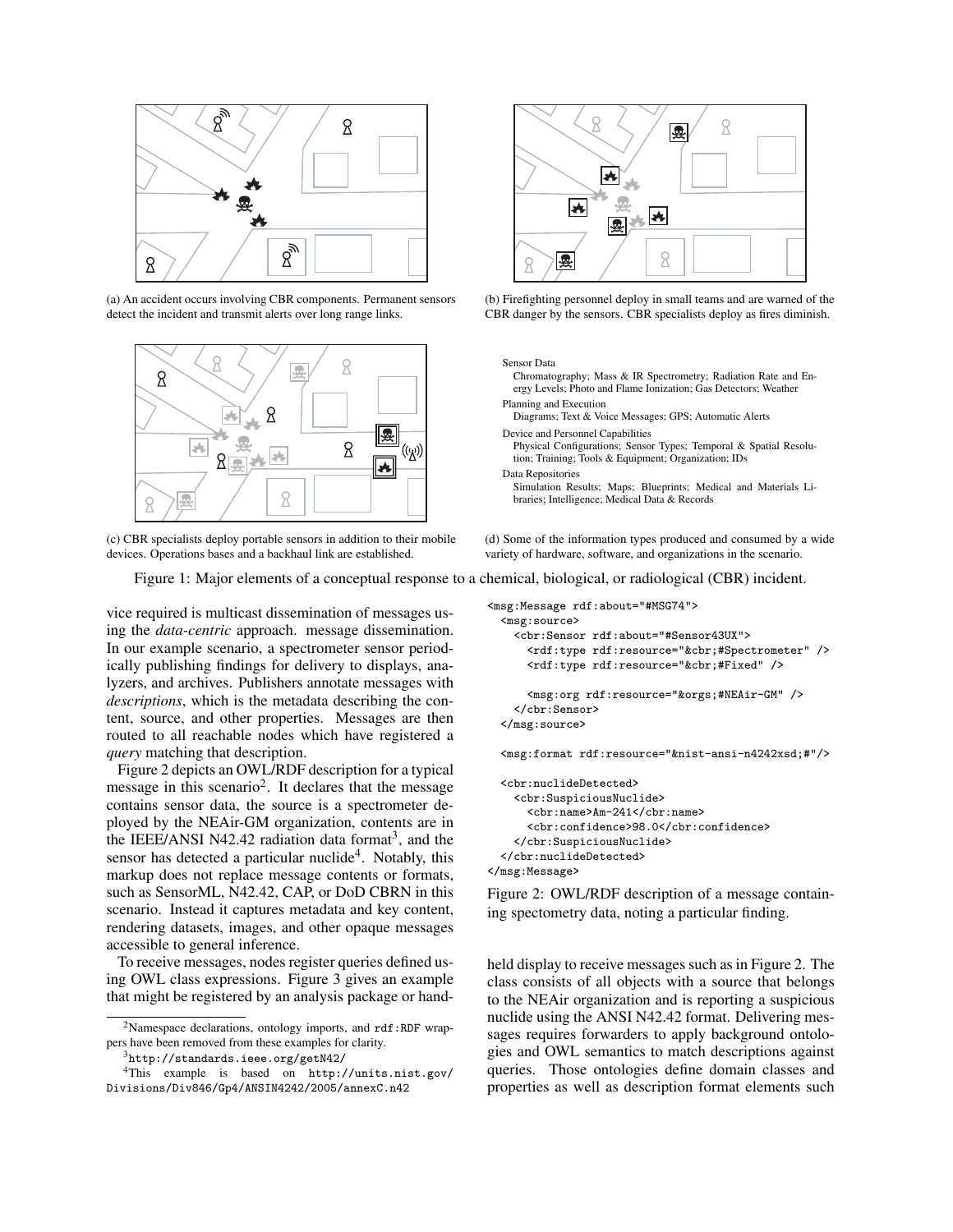(a) An accident occurs involving CBR components. Permanent sensors detect the incident and transmit alerts over long range links.

(b) Firefighting personnel deploy in small teams and are warned of the CBR danger by the sensors. CBR specialists deploy as fires diminish.

(c) CBR specialists deploy portable sensors in addition to their mobile devices. Operations bases and a backhaul link are established.

Sensor Data
: Chromatography; Mass & IR Spectrometry; Radiation Rate and Energy Levels; Photo and Flame Ionization; Gas Detectors; Weather

Planning and Execution
: Diagrams; Text & Voice Messages; GPS; Automatic Alerts

Device and Personnel Capabilities
: Physical Configurations; Sensor Types; Temporal & Spatial Resolution; Training; Tools & Equipment; Organization; IDs

Data Repositories
: Simulation Results; Maps; Blueprints; Medical and Materials Libraries; Intelligence; Medical Data & Records

(d) Some of the information types produced and consumed by a wide variety of hardware, software, and organizations in the scenario.

Figure 1: Major elements of a conceptual response to a chemical, biological, or radiological (CBR) incident.

vice required is multicast dissemination of messages using the *data-centric* approach. message dissemination. In our example scenario, a spectrometer sensor periodically publishing findings for delivery to displays, analyzers, and archives. Publishers annotate messages with *descriptions*, which is the metadata describing the content, source, and other properties. Messages are then routed to all reachable nodes which have registered a *query* matching that description.

Figure 2 depicts an OWL/RDF description for a typical message in this scenario[2]. It declares that the message contains sensor data, the source is a spectrometer deployed by the NEAir-GM organization, contents are in the IEEE/ANSI N42.42 radiation data format[3], and the sensor has detected a particular nuclide[4]. Notably, this markup does not replace message contents or formats, such as SensorML, N42.42, CAP, or DoD CBRN in this scenario. Instead it captures metadata and key content, rendering datasets, images, and other opaque messages accessible to general inference.

To receive messages, nodes register queries defined using OWL class expressions. Figure 3 gives an example that might be registered by an analysis package or handheld display to receive messages such as in Figure 2. The class consists of all objects with a source that belongs to the NEAir organization and is reporting a suspicious nuclide using the ANSI N42.42 format. Delivering messages requires forwarders to apply background ontologies and OWL semantics to match descriptions against queries. Those ontologies define domain classes and properties as well as description format elements such

```
<msg:Message rdf:about="#MSG74">
  <msg:source>
    <cbr:Sensor rdf:about="#Sensor43UX">
      <rdf:type rdf:resource="&cbr;#Spectrometer" />
      <rdf:type rdf:resource="&cbr;#Fixed" />

      <msg:org rdf:resource="&orgs;#NEAir-GM" />
    </cbr:Sensor>
  </msg:source>

  <msg:format rdf:resource="&nist-ansi-n4242xsd;#"/>

  <cbr:nuclideDetected>
    <cbr:SuspiciousNuclide>
      <cbr:name>Am-241</cbr:name>
      <cbr:confidence>98.0</cbr:confidence>
    </cbr:SuspiciousNuclide>
  </cbr:nuclideDetected>
</msg:Message>
```

Figure 2: OWL/RDF description of a message containing spectometry data, noting a particular finding.

[2] Namespace declarations, ontology imports, and `rdf:RDF` wrappers have been removed from these examples for clarity.

[3] `http://standards.ieee.org/getN42/`

[4] This example is based on `http://units.nist.gov/Divisions/Div846/Gp4/ANSIN4242/2005/annexC.n42`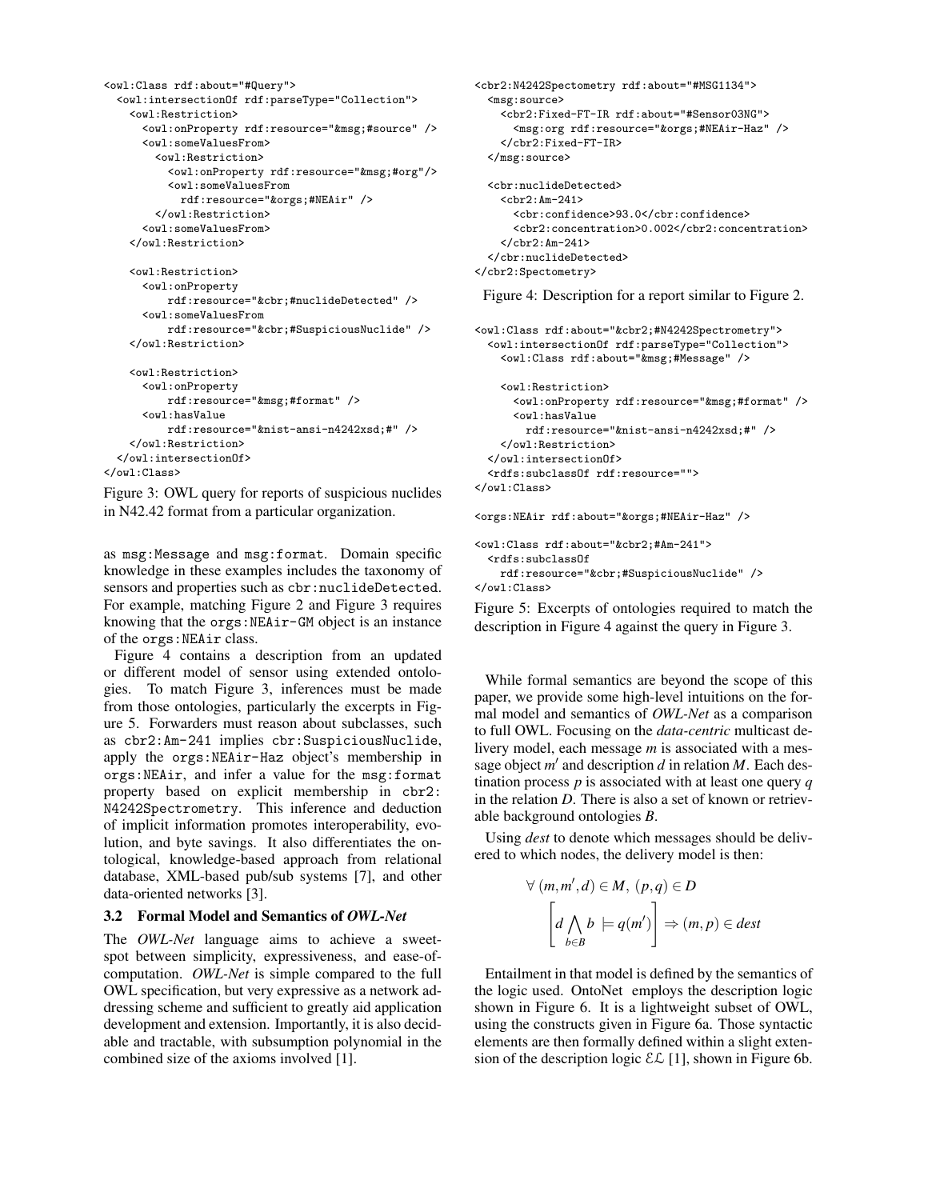```
<owl:Class rdf:about="#Query">
  <owl:intersectionOf rdf:parseType="Collection">
    <owl:Restriction>
      <owl:onProperty rdf:resource="&msg;#source" />
      <owl:someValuesFrom>
        <owl:Restriction>
          <owl:onProperty rdf:resource="&msg;#org"/>
          <owl:someValuesFrom
            rdf:resource="&orgs;#NEAir" />
        </owl:Restriction>
      <owl:someValuesFrom>
    </owl:Restriction>

    <owl:Restriction>
      <owl:onProperty
          rdf:resource="&cbr;#nuclideDetected" />
      <owl:someValuesFrom
          rdf:resource="&cbr;#SuspiciousNuclide" />
    </owl:Restriction>

    <owl:Restriction>
      <owl:onProperty
          rdf:resource="&msg;#format" />
      <owl:hasValue
          rdf:resource="&nist-ansi-n4242xsd;#" />
    </owl:Restriction>
  </owl:intersectionOf>
</owl:Class>
```

Figure 3: OWL query for reports of suspicious nuclides in N42.42 format from a particular organization.

as msg:Message and msg:format. Domain specific knowledge in these examples includes the taxonomy of sensors and properties such as cbr:nuclideDetected. For example, matching Figure 2 and Figure 3 requires knowing that the orgs:NEAir-GM object is an instance of the orgs:NEAir class.

Figure 4 contains a description from an updated or different model of sensor using extended ontologies. To match Figure 3, inferences must be made from those ontologies, particularly the excerpts in Figure 5. Forwarders must reason about subclasses, such as cbr2:Am-241 implies cbr:SuspiciousNuclide, apply the orgs:NEAir-Haz object's membership in orgs:NEAir, and infer a value for the msg:format property based on explicit membership in cbr2:N4242Spectrometry. This inference and deduction of implicit information promotes interoperability, evolution, and byte savings. It also differentiates the ontological, knowledge-based approach from relational database, XML-based pub/sub systems [7], and other data-oriented networks [3].

### 3.2 Formal Model and Semantics of *OWL-Net*

The *OWL-Net* language aims to achieve a sweet-spot between simplicity, expressiveness, and ease-of-computation. *OWL-Net* is simple compared to the full OWL specification, but very expressive as a network addressing scheme and sufficient to greatly aid application development and extension. Importantly, it is also decidable and tractable, with subsumption polynomial in the combined size of the axioms involved [1].

```
<cbr2:N4242Spectometry rdf:about="#MSG1134">
  <msg:source>
    <cbr2:Fixed-FT-IR rdf:about="#Sensor03NG">
      <msg:org rdf:resource="&orgs;#NEAir-Haz" />
    </cbr2:Fixed-FT-IR>
  </msg:source>

  <cbr:nuclideDetected>
    <cbr2:Am-241>
      <cbr:confidence>93.0</cbr:confidence>
      <cbr2:concentration>0.002</cbr2:concentration>
    </cbr2:Am-241>
  </cbr:nuclideDetected>
</cbr2:Spectometry>
```

Figure 4: Description for a report similar to Figure 2.

```
<owl:Class rdf:about="&cbr2;#N4242Spectrometry">
  <owl:intersectionOf rdf:parseType="Collection">
    <owl:Class rdf:about="&msg;#Message" />

    <owl:Restriction>
      <owl:onProperty rdf:resource="&msg;#format" />
      <owl:hasValue
        rdf:resource="&nist-ansi-n4242xsd;#" />
    </owl:Restriction>
  </owl:intersectionOf>
  <rdfs:subclassOf rdf:resource="">
</owl:Class>

<orgs:NEAir rdf:about="&orgs;#NEAir-Haz" />

<owl:Class rdf:about="&cbr2;#Am-241">
  <rdfs:subclassOf
    rdf:resource="&cbr;#SuspiciousNuclide" />
</owl:Class>
```

Figure 5: Excerpts of ontologies required to match the description in Figure 4 against the query in Figure 3.

While formal semantics are beyond the scope of this paper, we provide some high-level intuitions on the formal model and semantics of *OWL-Net* as a comparison to full OWL. Focusing on the *data-centric* multicast delivery model, each message $m$ is associated with a message object $m'$ and description $d$ in relation $M$. Each destination process $p$ is associated with at least one query $q$ in the relation $D$. There is also a set of known or retrievable background ontologies $B$.

Using *dest* to denote which messages should be delivered to which nodes, the delivery model is then:

$$\forall\,(m,m',d)\in M,\ (p,q)\in D$$
$$\left[ d \bigwedge_{b\in B} b \ \models q(m') \right] \Rightarrow (m,p)\in dest$$

Entailment in that model is defined by the semantics of the logic used. OntoNet employs the description logic shown in Figure 6. It is a lightweight subset of OWL, using the constructs given in Figure 6a. Those syntactic elements are then formally defined within a slight extension of the description logic $\mathcal{EL}$ [1], shown in Figure 6b.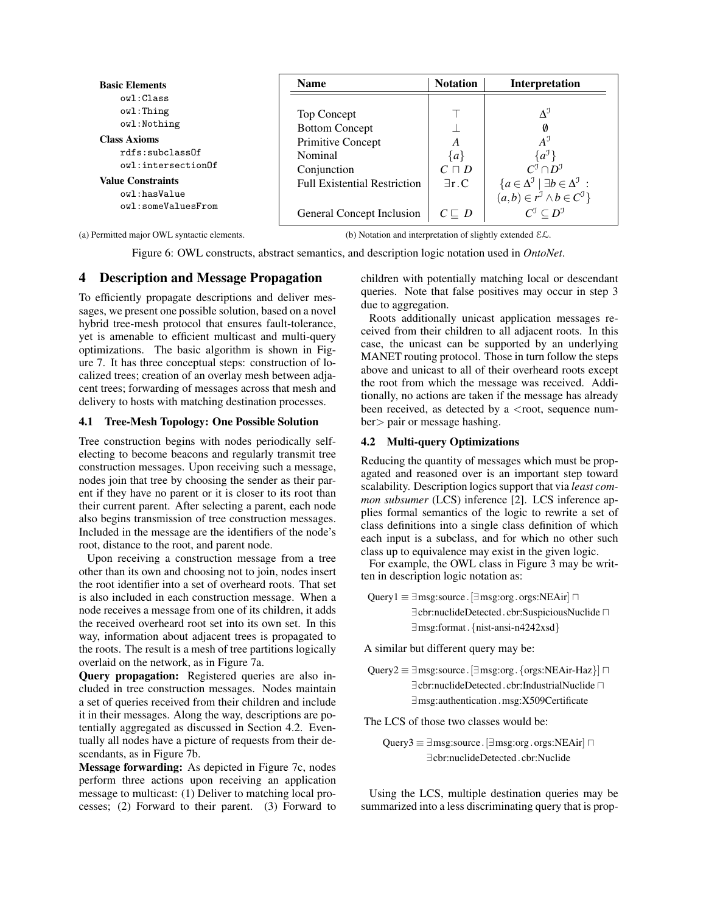**Basic Elements**

```
owl:Class
owl:Thing
owl:Nothing
```

**Class Axioms**

```
rdfs:subclassOf
owl:intersectionOf
```

**Value Constraints**

```
owl:hasValue
owl:someValuesFrom
```

(a) Permitted major OWL syntactic elements.

| Name | Notation | Interpretation |
|---|---|---|
| Top Concept | $\top$ | $\Delta^{\mathfrak{I}}$ |
| Bottom Concept | $\perp$ | $\emptyset$ |
| Primitive Concept | $A$ | $A^{\mathfrak{I}}$ |
| Nominal | $\{a\}$ | $\{a^{\mathfrak{I}}\}$ |
| Conjunction | $C \sqcap D$ | $C^{\mathfrak{I}} \cap D^{\mathfrak{I}}$ |
| Full Existential Restriction | $\exists \mathrm{r}.\mathrm{C}$ | $\{a \in \Delta^{\mathfrak{I}} \mid \exists b \in \Delta^{\mathfrak{I}} : (a,b) \in r^{\mathfrak{I}} \wedge b \in C^{\mathfrak{I}}\}$ |
| General Concept Inclusion | $C \sqsubseteq D$ | $C^{\mathfrak{I}} \subseteq D^{\mathfrak{I}}$ |

(b) Notation and interpretation of slightly extended $\mathcal{EL}$.

Figure 6: OWL constructs, abstract semantics, and description logic notation used in *OntoNet*.

## 4 Description and Message Propagation

To efficiently propagate descriptions and deliver messages, we present one possible solution, based on a novel hybrid tree-mesh protocol that ensures fault-tolerance, yet is amenable to efficient multicast and multi-query optimizations. The basic algorithm is shown in Figure 7. It has three conceptual steps: construction of localized trees; creation of an overlay mesh between adjacent trees; forwarding of messages across that mesh and delivery to hosts with matching destination processes.

### 4.1 Tree-Mesh Topology: One Possible Solution

Tree construction begins with nodes periodically self-electing to become beacons and regularly transmit tree construction messages. Upon receiving such a message, nodes join that tree by choosing the sender as their parent if they have no parent or it is closer to its root than their current parent. After selecting a parent, each node also begins transmission of tree construction messages. Included in the message are the identifiers of the node's root, distance to the root, and parent node.

Upon receiving a construction message from a tree other than its own and choosing not to join, nodes insert the root identifier into a set of overheard roots. That set is also included in each construction message. When a node receives a message from one of its children, it adds the received overheard root set into its own set. In this way, information about adjacent trees is propagated to the roots. The result is a mesh of tree partitions logically overlaid on the network, as in Figure 7a.

**Query propagation:** Registered queries are also included in tree construction messages. Nodes maintain a set of queries received from their children and include it in their messages. Along the way, descriptions are potentially aggregated as discussed in Section 4.2. Eventually all nodes have a picture of requests from their descendants, as in Figure 7b.

**Message forwarding:** As depicted in Figure 7c, nodes perform three actions upon receiving an application message to multicast: (1) Deliver to matching local processes; (2) Forward to their parent. (3) Forward to children with potentially matching local or descendant queries. Note that false positives may occur in step 3 due to aggregation.

Roots additionally unicast application messages received from their children to all adjacent roots. In this case, the unicast can be supported by an underlying MANET routing protocol. Those in turn follow the steps above and unicast to all of their overheard roots except the root from which the message was received. Additionally, no actions are taken if the message has already been received, as detected by a <root, sequence number> pair or message hashing.

### 4.2 Multi-query Optimizations

Reducing the quantity of messages which must be propagated and reasoned over is an important step toward scalability. Description logics support that via *least common subsumer* (LCS) inference [2]. LCS inference applies formal semantics of the logic to rewrite a set of class definitions into a single class definition of which each input is a subclass, and for which no other such class up to equivalence may exist in the given logic.

For example, the OWL class in Figure 3 may be written in description logic notation as:

$$\begin{aligned}\mathrm{Query1} \equiv\ & \exists \mathrm{msg{:}source}.[\exists \mathrm{msg{:}org}.\mathrm{orgs{:}NEAir}] \sqcap \\ & \exists \mathrm{cbr{:}nuclideDetected}.\mathrm{cbr{:}SuspiciousNuclide} \sqcap \\ & \exists \mathrm{msg{:}format}.\{\mathrm{nist\text{-}ansi\text{-}n4242xsd}\}\end{aligned}$$

A similar but different query may be:

$$\begin{aligned}\mathrm{Query2} \equiv\ & \exists \mathrm{msg{:}source}.[\exists \mathrm{msg{:}org}.\{\mathrm{orgs{:}NEAir\text{-}Haz}\}] \sqcap \\ & \exists \mathrm{cbr{:}nuclideDetected}.\mathrm{cbr{:}IndustrialNuclide} \sqcap \\ & \exists \mathrm{msg{:}authentication}.\mathrm{msg{:}X509Certificate}\end{aligned}$$

The LCS of those two classes would be:

$$\begin{aligned}\mathrm{Query3} \equiv\ & \exists \mathrm{msg{:}source}.[\exists \mathrm{msg{:}org}.\mathrm{orgs{:}NEAir}] \sqcap \\ & \exists \mathrm{cbr{:}nuclideDetected}.\mathrm{cbr{:}Nuclide}\end{aligned}$$

Using the LCS, multiple destination queries may be summarized into a less discriminating query that is prop-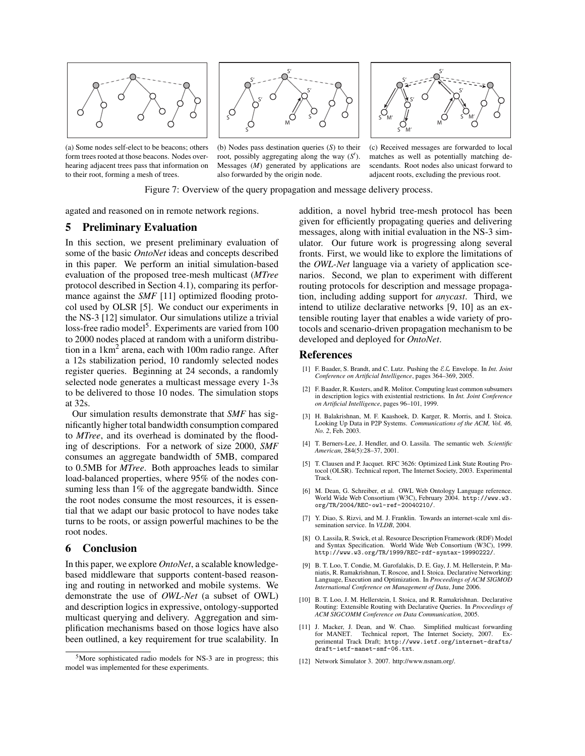(a) Some nodes self-elect to be beacons; others form trees rooted at those beacons. Nodes overhearing adjacent trees pass that information on to their root, forming a mesh of trees.

(b) Nodes pass destination queries ($S$) to their root, possibly aggregating along the way ($S'$). Messages ($M$) generated by applications are also forwarded by the origin node.

(c) Received messages are forwarded to local matches as well as potentially matching descendants. Root nodes also unicast forward to adjacent roots, excluding the previous root.

Figure 7: Overview of the query propagation and message delivery process.

agated and reasoned on in remote network regions.

## 5 Preliminary Evaluation

In this section, we present preliminary evaluation of some of the basic *OntoNet* ideas and concepts described in this paper. We perform an initial simulation-based evaluation of the proposed tree-mesh multicast (*MTree* protocol described in Section 4.1), comparing its performance against the *SMF* [11] optimized flooding protocol used by OLSR [5]. We conduct our experiments in the NS-3 [12] simulator. Our simulations utilize a trivial loss-free radio model[5]. Experiments are varied from 100 to 2000 nodes placed at random with a uniform distribution in a $1\text{km}^2$ arena, each with 100m radio range. After a 12s stabilization period, 10 randomly selected nodes register queries. Beginning at 24 seconds, a randomly selected node generates a multicast message every 1-3s to be delivered to those 10 nodes. The simulation stops at 32s.

Our simulation results demonstrate that *SMF* has significantly higher total bandwidth consumption compared to *MTree*, and its overhead is dominated by the flooding of descriptions. For a network of size 2000, *SMF* consumes an aggregate bandwidth of 5MB, compared to 0.5MB for *MTree*. Both approaches leads to similar load-balanced properties, where 95% of the nodes consuming less than 1% of the aggregate bandwidth. Since the root nodes consume the most resources, it is essential that we adapt our basic protocol to have nodes take turns to be roots, or assign powerful machines to be the root nodes.

## 6 Conclusion

In this paper, we explore *OntoNet*, a scalable knowledge-based middleware that supports content-based reasoning and routing in networked and mobile systems. We demonstrate the use of *OWL-Net* (a subset of OWL) and description logics in expressive, ontology-supported multicast querying and delivery. Aggregation and simplification mechanisms based on those logics have also been outlined, a key requirement for true scalability. In addition, a novel hybrid tree-mesh protocol has been given for efficiently propagating queries and delivering messages, along with initial evaluation in the NS-3 simulator. Our future work is progressing along several fronts. First, we would like to explore the limitations of the *OWL-Net* language via a variety of application scenarios. Second, we plan to experiment with different routing protocols for description and message propagation, including adding support for *anycast*. Third, we intend to utilize declarative networks [9, 10] as an extensible routing layer that enables a wide variety of protocols and scenario-driven propagation mechanism to be developed and deployed for *OntoNet*.

[5] More sophisticated radio models for NS-3 are in progress; this model was implemented for these experiments.

## References

[1] F. Baader, S. Brandt, and C. Lutz. Pushing the $\mathcal{EL}$ Envelope. In *Int. Joint Conference on Artificial Intelligence*, pages 364–369, 2005.

[2] F. Baader, R. Kusters, and R. Molitor. Computing least common subsumers in description logics with existential restrictions. In *Int. Joint Conference on Artificial Intelligence*, pages 96–101, 1999.

[3] H. Balakrishnan, M. F. Kaashoek, D. Karger, R. Morris, and I. Stoica. Looking Up Data in P2P Systems. *Communications of the ACM, Vol. 46, No. 2*, Feb. 2003.

[4] T. Berners-Lee, J. Hendler, and O. Lassila. The semantic web. *Scientific American*, 284(5):28–37, 2001.

[5] T. Clausen and P. Jacquet. RFC 3626: Optimized Link State Routing Protocol (OLSR). Technical report, The Internet Society, 2003. Experimental Track.

[6] M. Dean, G. Schreiber, et al. OWL Web Ontology Language reference. World Wide Web Consortium (W3C), February 2004. http://www.w3.org/TR/2004/REC-owl-ref-20040210/.

[7] Y. Diao, S. Rizvi, and M. J. Franklin. Towards an internet-scale xml dissemination service. In *VLDB*, 2004.

[8] O. Lassila, R. Swick, et al. Resource Description Framework (RDF) Model and Syntax Specification. World Wide Web Consortium (W3C), 1999. http://www.w3.org/TR/1999/REC-rdf-syntax-19990222/.

[9] B. T. Loo, T. Condie, M. Garofalakis, D. E. Gay, J. M. Hellerstein, P. Maniatis, R. Ramakrishnan, T. Roscoe, and I. Stoica. Declarative Networking: Language, Execution and Optimization. In *Proceedings of ACM SIGMOD International Conference on Management of Data*, June 2006.

[10] B. T. Loo, J. M. Hellerstein, I. Stoica, and R. Ramakrishnan. Declarative Routing: Extensible Routing with Declarative Queries. In *Proceedings of ACM SIGCOMM Conference on Data Communication*, 2005.

[11] J. Macker, J. Dean, and W. Chao. Simplified multicast forwarding for MANET. Technical report, The Internet Society, 2007. Experimental Track Draft; http://www.ietf.org/internet-drafts/draft-ietf-manet-smf-06.txt.

[12] Network Simulator 3. 2007. http://www.nsnam.org/.